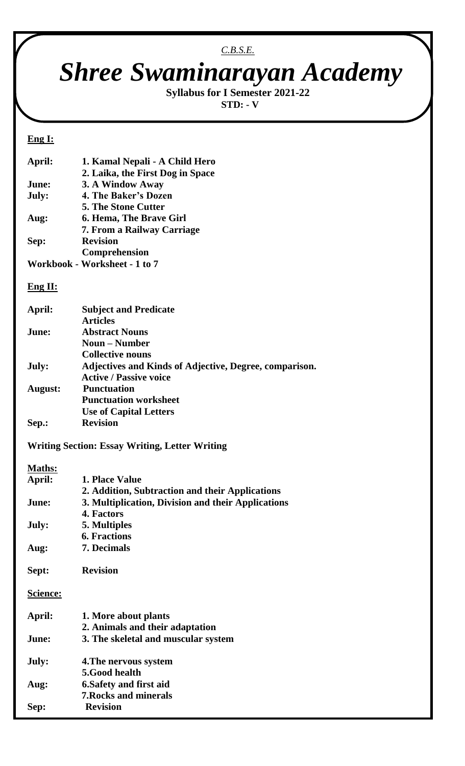*C.B.S.E.*

# *Shree Swaminarayan Academy*

**Syllabus for I Semester 2021-22**

**STD: - V**

**Eng I:**

| | |
|---|---|
| **April:** | **1. Kamal Nepali - A Child Hero** |
| | **2. Laika, the First Dog in Space** |
| **June:** | **3. A Window Away** |
| **July:** | **4. The Baker's Dozen** |
| | **5. The Stone Cutter** |
| **Aug:** | **6. Hema, The Brave Girl** |
| | **7. From a Railway Carriage** |
| **Sep:** | **Revision** |
| | **Comprehension** |

**Workbook - Worksheet - 1 to 7**

**Eng II:**

| | |
|---|---|
| **April:** | **Subject and Predicate** |
| | **Articles** |
| **June:** | **Abstract Nouns** |
| | **Noun – Number** |
| | **Collective nouns** |
| **July:** | **Adjectives and Kinds of Adjective, Degree, comparison.** |
| | **Active / Passive voice** |
| **August:** | **Punctuation** |
| | **Punctuation worksheet** |
| | **Use of Capital Letters** |
| **Sep.:** | **Revision** |

**Writing Section: Essay Writing, Letter Writing**

**Maths:**

| | |
|---|---|
| **April:** | **1. Place Value** |
| | **2. Addition, Subtraction and their Applications** |
| **June:** | **3. Multiplication, Division and their Applications** |
| | **4. Factors** |
| **July:** | **5. Multiples** |
| | **6. Fractions** |
| **Aug:** | **7. Decimals** |
| **Sept:** | **Revision** |

**Science:**

| | |
|---|---|
| **April:** | **1. More about plants** |
| | **2. Animals and their adaptation** |
| **June:** | **3. The skeletal and muscular system** |
| **July:** | **4.The nervous system** |
| | **5.Good health** |
| **Aug:** | **6.Safety and first aid** |
| | **7.Rocks and minerals** |
| **Sep:** | **Revision** |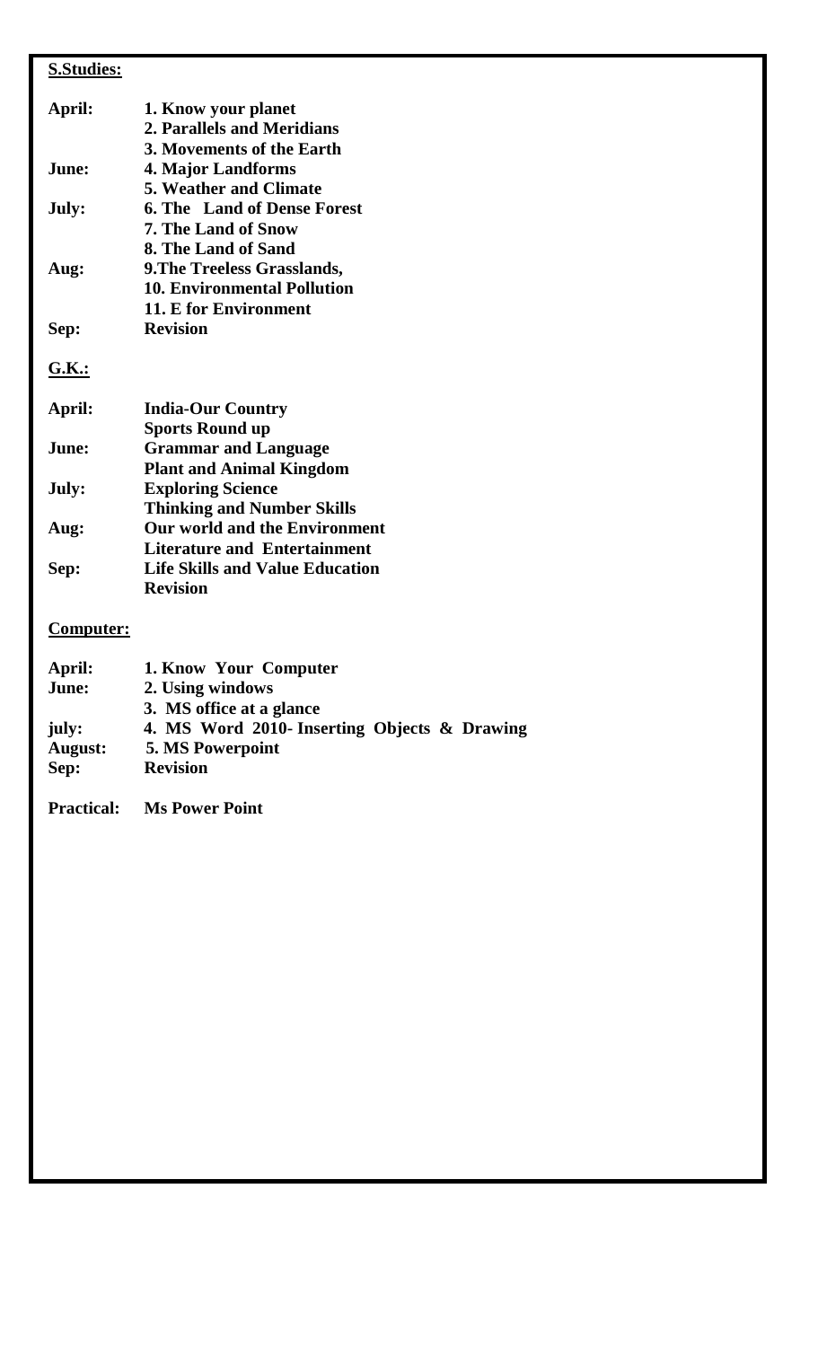**S.Studies:**

| | |
|---|---|
| **April:** | **1. Know your planet** |
| | **2. Parallels and Meridians** |
| | **3. Movements of the Earth** |
| **June:** | **4. Major Landforms** |
| | **5. Weather and Climate** |
| **July:** | **6. The Land of Dense Forest** |
| | **7. The Land of Snow** |
| | **8. The Land of Sand** |
| **Aug:** | **9.The Treeless Grasslands,** |
| | **10. Environmental Pollution** |
| | **11. E for Environment** |
| **Sep:** | **Revision** |

**G.K.:**

| | |
|---|---|
| **April:** | **India-Our Country** |
| | **Sports Round up** |
| **June:** | **Grammar and Language** |
| | **Plant and Animal Kingdom** |
| **July:** | **Exploring Science** |
| | **Thinking and Number Skills** |
| **Aug:** | **Our world and the Environment** |
| | **Literature and Entertainment** |
| **Sep:** | **Life Skills and Value Education** |
| | **Revision** |

**Computer:**

| | |
|---|---|
| **April:** | **1. Know Your Computer** |
| **June:** | **2. Using windows** |
| | **3. MS office at a glance** |
| **july:** | **4. MS Word 2010- Inserting Objects & Drawing** |
| **August:** | **5. MS Powerpoint** |
| **Sep:** | **Revision** |

**Practical:** **Ms Power Point**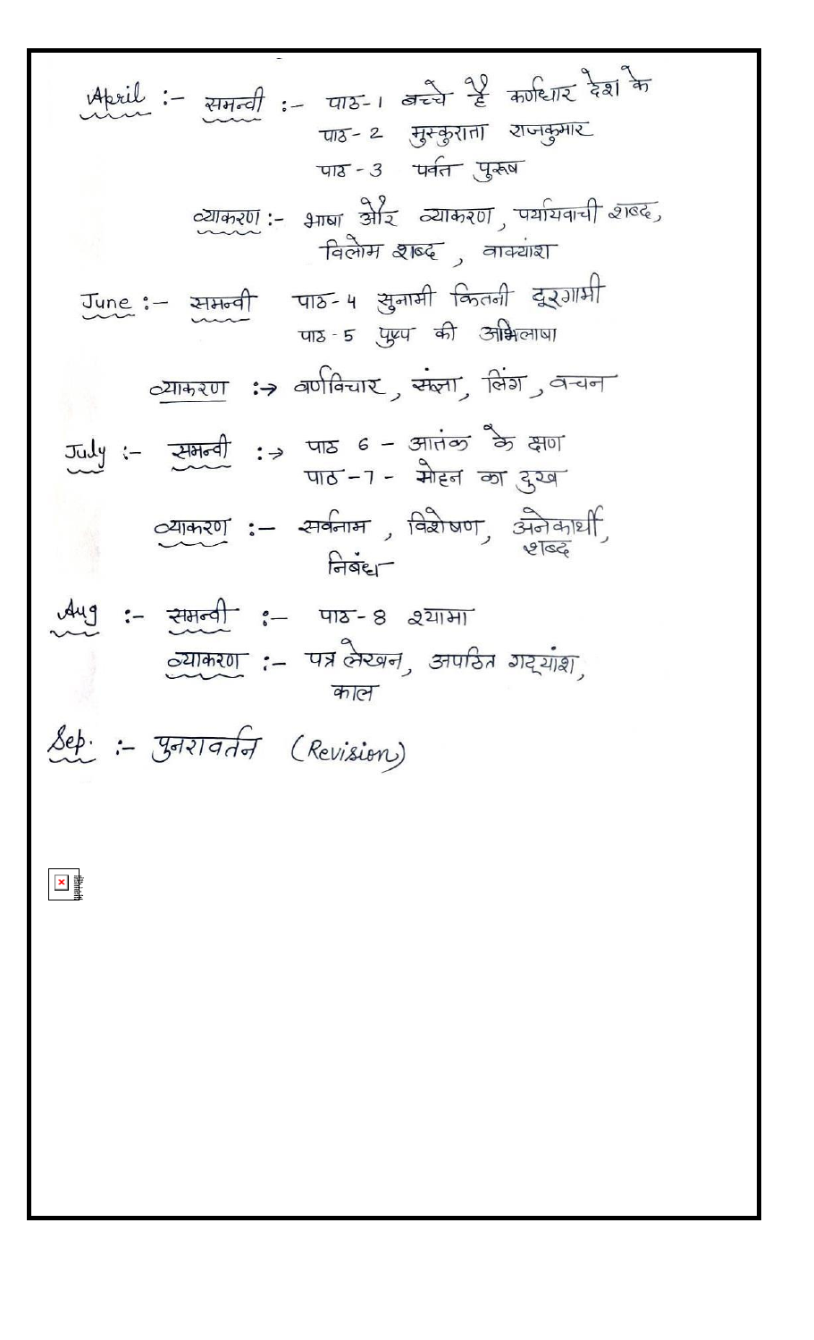April :- समन्वी :- पाठ-1 बच्चे है कर्णधार देश के
पाठ-2 मुस्कुराता राजकुमार
पाठ-3 पर्वत पुरूष

व्याकरण :- भाषा और व्याकरण, पर्यायवाची शब्द, विलोम शब्द, वाक्यांश

June :- समन्वी पाठ-4 सुनामी कितनी दूरगामी
पाठ-5 पुष्प की अभिलाषा

व्याकरण :→ वर्णविचार, संज्ञा, लिंग, वचन

July :- समन्वी :→ पाठ 6 - आतंक के क्षण
पाठ-7 - मोहन का दुख

व्याकरण :- सर्वनाम, विशेषण, अनेकार्थी शब्द, निबंध

Aug :- समन्वी :- पाठ-8 श्यामा

व्याकरण :- पत्र लेखन, अपठित गद्यांश, काल

Sep. :- पुनरावर्तन (Revision)